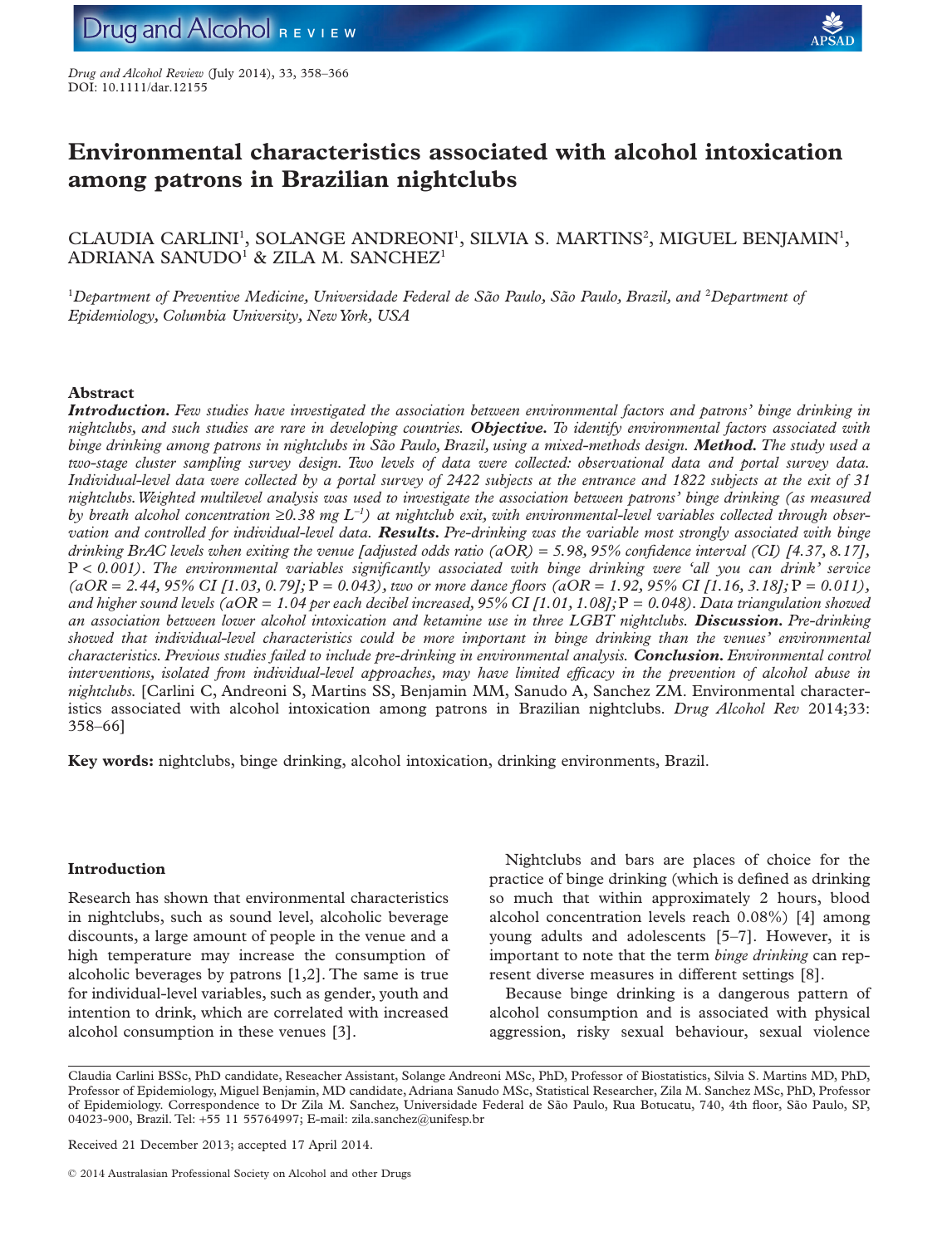# Environmental characteristics associated with alcohol intoxication among patrons in Brazilian nightclubs

CLAUDIA CARLINI[1], SOLANGE ANDREONI[1], SILVIA S. MARTINS[2], MIGUEL BENJAMIN[1], ADRIANA SANUDO[1] & ZILA M. SANCHEZ[1]

[1]*Department of Preventive Medicine, Universidade Federal de São Paulo, São Paulo, Brazil, and* [2]*Department of Epidemiology, Columbia University, New York, USA*

## Abstract

***Introduction.*** *Few studies have investigated the association between environmental factors and patrons' binge drinking in nightclubs, and such studies are rare in developing countries.* ***Objective.*** *To identify environmental factors associated with binge drinking among patrons in nightclubs in São Paulo, Brazil, using a mixed-methods design.* ***Method.*** *The study used a two-stage cluster sampling survey design. Two levels of data were collected: observational data and portal survey data. Individual-level data were collected by a portal survey of 2422 subjects at the entrance and 1822 subjects at the exit of 31 nightclubs. Weighted multilevel analysis was used to investigate the association between patrons' binge drinking (as measured by breath alcohol concentration ≥0.38 mg $L^{-1}$) at nightclub exit, with environmental-level variables collected through observation and controlled for individual-level data.* ***Results.*** *Pre-drinking was the variable most strongly associated with binge drinking BrAC levels when exiting the venue [adjusted odds ratio (aOR) = 5.98, 95% confidence interval (CI) [4.37, 8.17],* P *< 0.001). The environmental variables significantly associated with binge drinking were 'all you can drink' service (aOR = 2.44, 95% CI [1.03, 0.79];* P *= 0.043), two or more dance floors (aOR = 1.92, 95% CI [1.16, 3.18];* P *= 0.011), and higher sound levels (aOR = 1.04 per each decibel increased, 95% CI [1.01, 1.08];* P *= 0.048). Data triangulation showed an association between lower alcohol intoxication and ketamine use in three LGBT nightclubs.* ***Discussion.*** *Pre-drinking showed that individual-level characteristics could be more important in binge drinking than the venues' environmental characteristics. Previous studies failed to include pre-drinking in environmental analysis.* ***Conclusion.*** *Environmental control interventions, isolated from individual-level approaches, may have limited efficacy in the prevention of alcohol abuse in nightclubs.* [Carlini C, Andreoni S, Martins SS, Benjamin MM, Sanudo A, Sanchez ZM. Environmental characteristics associated with alcohol intoxication among patrons in Brazilian nightclubs. *Drug Alcohol Rev* 2014;33: 358–66]

**Key words:** nightclubs, binge drinking, alcohol intoxication, drinking environments, Brazil.

## Introduction

Research has shown that environmental characteristics in nightclubs, such as sound level, alcoholic beverage discounts, a large amount of people in the venue and a high temperature may increase the consumption of alcoholic beverages by patrons [1,2]. The same is true for individual-level variables, such as gender, youth and intention to drink, which are correlated with increased alcohol consumption in these venues [3].

Nightclubs and bars are places of choice for the practice of binge drinking (which is defined as drinking so much that within approximately 2 hours, blood alcohol concentration levels reach 0.08%) [4] among young adults and adolescents [5–7]. However, it is important to note that the term *binge drinking* can represent diverse measures in different settings [8].

Because binge drinking is a dangerous pattern of alcohol consumption and is associated with physical aggression, risky sexual behaviour, sexual violence

Claudia Carlini BSSc, PhD candidate, Reseacher Assistant, Solange Andreoni MSc, PhD, Professor of Biostatistics, Silvia S. Martins MD, PhD, Professor of Epidemiology, Miguel Benjamin, MD candidate, Adriana Sanudo MSc, Statistical Researcher, Zila M. Sanchez MSc, PhD, Professor of Epidemiology. Correspondence to Dr Zila M. Sanchez, Universidade Federal de São Paulo, Rua Botucatu, 740, 4th floor, São Paulo, SP, 04023-900, Brazil. Tel: +55 11 55764997; E-mail: zila.sanchez@unifesp.br

Received 21 December 2013; accepted 17 April 2014.

© 2014 Australasian Professional Society on Alcohol and other Drugs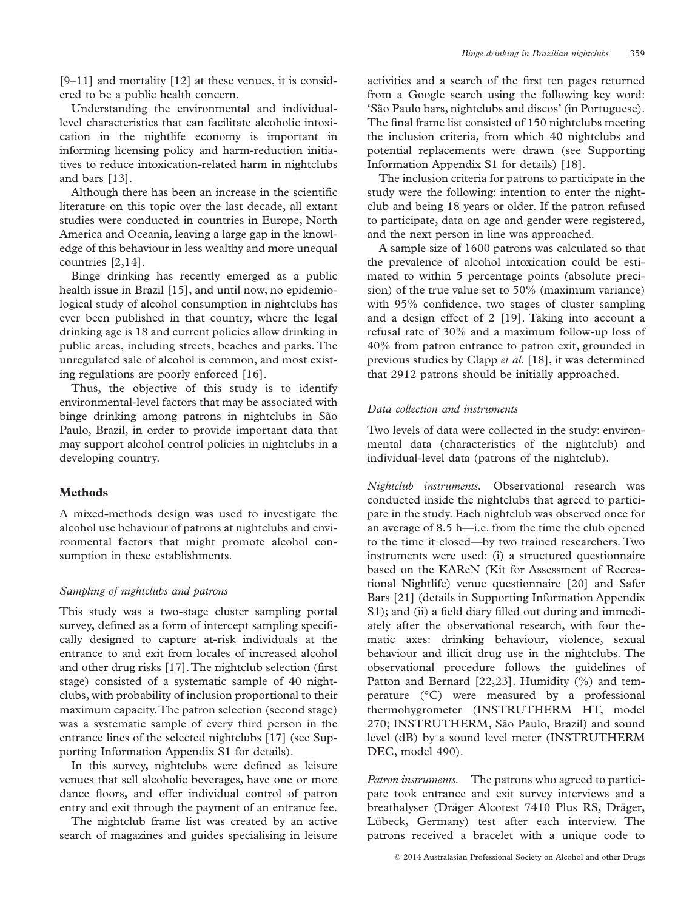[9–11] and mortality [12] at these venues, it is considered to be a public health concern.

Understanding the environmental and individual-level characteristics that can facilitate alcoholic intoxication in the nightlife economy is important in informing licensing policy and harm-reduction initiatives to reduce intoxication-related harm in nightclubs and bars [13].

Although there has been an increase in the scientific literature on this topic over the last decade, all extant studies were conducted in countries in Europe, North America and Oceania, leaving a large gap in the knowledge of this behaviour in less wealthy and more unequal countries [2,14].

Binge drinking has recently emerged as a public health issue in Brazil [15], and until now, no epidemiological study of alcohol consumption in nightclubs has ever been published in that country, where the legal drinking age is 18 and current policies allow drinking in public areas, including streets, beaches and parks. The unregulated sale of alcohol is common, and most existing regulations are poorly enforced [16].

Thus, the objective of this study is to identify environmental-level factors that may be associated with binge drinking among patrons in nightclubs in São Paulo, Brazil, in order to provide important data that may support alcohol control policies in nightclubs in a developing country.

## Methods

A mixed-methods design was used to investigate the alcohol use behaviour of patrons at nightclubs and environmental factors that might promote alcohol consumption in these establishments.

### *Sampling of nightclubs and patrons*

This study was a two-stage cluster sampling portal survey, defined as a form of intercept sampling specifically designed to capture at-risk individuals at the entrance to and exit from locales of increased alcohol and other drug risks [17]. The nightclub selection (first stage) consisted of a systematic sample of 40 nightclubs, with probability of inclusion proportional to their maximum capacity. The patron selection (second stage) was a systematic sample of every third person in the entrance lines of the selected nightclubs [17] (see Supporting Information Appendix S1 for details).

In this survey, nightclubs were defined as leisure venues that sell alcoholic beverages, have one or more dance floors, and offer individual control of patron entry and exit through the payment of an entrance fee.

The nightclub frame list was created by an active search of magazines and guides specialising in leisure activities and a search of the first ten pages returned from a Google search using the following key word: 'São Paulo bars, nightclubs and discos' (in Portuguese). The final frame list consisted of 150 nightclubs meeting the inclusion criteria, from which 40 nightclubs and potential replacements were drawn (see Supporting Information Appendix S1 for details) [18].

The inclusion criteria for patrons to participate in the study were the following: intention to enter the nightclub and being 18 years or older. If the patron refused to participate, data on age and gender were registered, and the next person in line was approached.

A sample size of 1600 patrons was calculated so that the prevalence of alcohol intoxication could be estimated to within 5 percentage points (absolute precision) of the true value set to 50% (maximum variance) with 95% confidence, two stages of cluster sampling and a design effect of 2 [19]. Taking into account a refusal rate of 30% and a maximum follow-up loss of 40% from patron entrance to patron exit, grounded in previous studies by Clapp *et al*. [18], it was determined that 2912 patrons should be initially approached.

### *Data collection and instruments*

Two levels of data were collected in the study: environmental data (characteristics of the nightclub) and individual-level data (patrons of the nightclub).

*Nightclub instruments.* Observational research was conducted inside the nightclubs that agreed to participate in the study. Each nightclub was observed once for an average of 8.5 h—i.e. from the time the club opened to the time it closed—by two trained researchers. Two instruments were used: (i) a structured questionnaire based on the KAReN (Kit for Assessment of Recreational Nightlife) venue questionnaire [20] and Safer Bars [21] (details in Supporting Information Appendix S1); and (ii) a field diary filled out during and immediately after the observational research, with four thematic axes: drinking behaviour, violence, sexual behaviour and illicit drug use in the nightclubs. The observational procedure follows the guidelines of Patton and Bernard [22,23]. Humidity (%) and temperature (°C) were measured by a professional thermohygrometer (INSTRUTHERM HT, model 270; INSTRUTHERM, São Paulo, Brazil) and sound level (dB) by a sound level meter (INSTRUTHERM DEC, model 490).

*Patron instruments.* The patrons who agreed to participate took entrance and exit survey interviews and a breathalyser (Dräger Alcotest 7410 Plus RS, Dräger, Lübeck, Germany) test after each interview. The patrons received a bracelet with a unique code to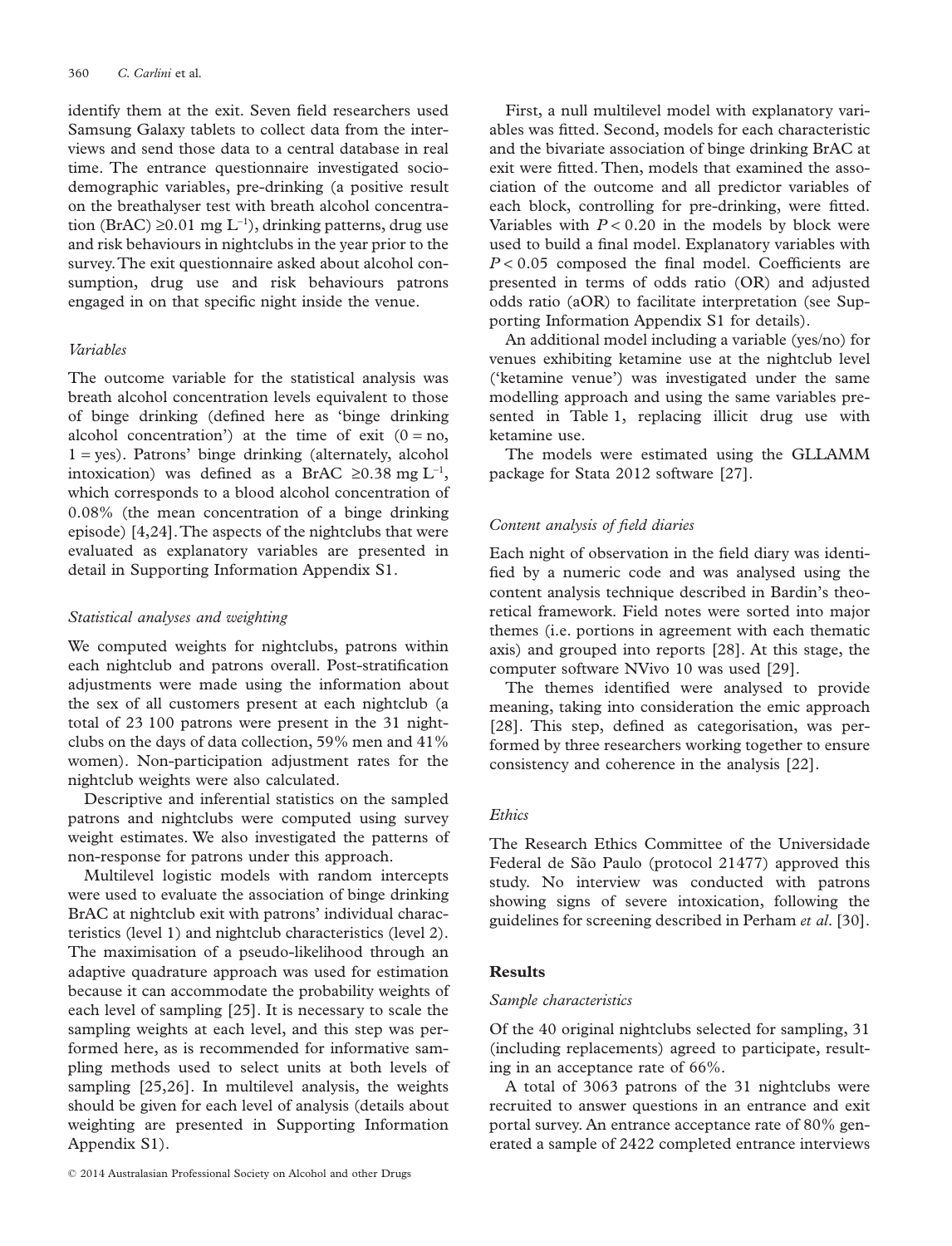identify them at the exit. Seven field researchers used Samsung Galaxy tablets to collect data from the interviews and send those data to a central database in real time. The entrance questionnaire investigated sociodemographic variables, pre-drinking (a positive result on the breathalyser test with breath alcohol concentration (BrAC) ≥0.01 mg $L^{-1}$), drinking patterns, drug use and risk behaviours in nightclubs in the year prior to the survey. The exit questionnaire asked about alcohol consumption, drug use and risk behaviours patrons engaged in on that specific night inside the venue.

### *Variables*

The outcome variable for the statistical analysis was breath alcohol concentration levels equivalent to those of binge drinking (defined here as 'binge drinking alcohol concentration') at the time of exit (0 = no, 1 = yes). Patrons' binge drinking (alternately, alcohol intoxication) was defined as a BrAC ≥0.38 mg $L^{-1}$, which corresponds to a blood alcohol concentration of 0.08% (the mean concentration of a binge drinking episode) [4,24]. The aspects of the nightclubs that were evaluated as explanatory variables are presented in detail in Supporting Information Appendix S1.

### *Statistical analyses and weighting*

We computed weights for nightclubs, patrons within each nightclub and patrons overall. Post-stratification adjustments were made using the information about the sex of all customers present at each nightclub (a total of 23 100 patrons were present in the 31 nightclubs on the days of data collection, 59% men and 41% women). Non-participation adjustment rates for the nightclub weights were also calculated.

Descriptive and inferential statistics on the sampled patrons and nightclubs were computed using survey weight estimates. We also investigated the patterns of non-response for patrons under this approach.

Multilevel logistic models with random intercepts were used to evaluate the association of binge drinking BrAC at nightclub exit with patrons' individual characteristics (level 1) and nightclub characteristics (level 2). The maximisation of a pseudo-likelihood through an adaptive quadrature approach was used for estimation because it can accommodate the probability weights of each level of sampling [25]. It is necessary to scale the sampling weights at each level, and this step was performed here, as is recommended for informative sampling methods used to select units at both levels of sampling [25,26]. In multilevel analysis, the weights should be given for each level of analysis (details about weighting are presented in Supporting Information Appendix S1).

First, a null multilevel model with explanatory variables was fitted. Second, models for each characteristic and the bivariate association of binge drinking BrAC at exit were fitted. Then, models that examined the association of the outcome and all predictor variables of each block, controlling for pre-drinking, were fitted. Variables with $P < 0.20$ in the models by block were used to build a final model. Explanatory variables with $P < 0.05$ composed the final model. Coefficients are presented in terms of odds ratio (OR) and adjusted odds ratio (aOR) to facilitate interpretation (see Supporting Information Appendix S1 for details).

An additional model including a variable (yes/no) for venues exhibiting ketamine use at the nightclub level ('ketamine venue') was investigated under the same modelling approach and using the same variables presented in Table 1, replacing illicit drug use with ketamine use.

The models were estimated using the GLLAMM package for Stata 2012 software [27].

### *Content analysis of field diaries*

Each night of observation in the field diary was identified by a numeric code and was analysed using the content analysis technique described in Bardin's theoretical framework. Field notes were sorted into major themes (i.e. portions in agreement with each thematic axis) and grouped into reports [28]. At this stage, the computer software NVivo 10 was used [29].

The themes identified were analysed to provide meaning, taking into consideration the emic approach [28]. This step, defined as categorisation, was performed by three researchers working together to ensure consistency and coherence in the analysis [22].

### *Ethics*

The Research Ethics Committee of the Universidade Federal de São Paulo (protocol 21477) approved this study. No interview was conducted with patrons showing signs of severe intoxication, following the guidelines for screening described in Perham *et al*. [30].

## Results

### *Sample characteristics*

Of the 40 original nightclubs selected for sampling, 31 (including replacements) agreed to participate, resulting in an acceptance rate of 66%.

A total of 3063 patrons of the 31 nightclubs were recruited to answer questions in an entrance and exit portal survey. An entrance acceptance rate of 80% generated a sample of 2422 completed entrance interviews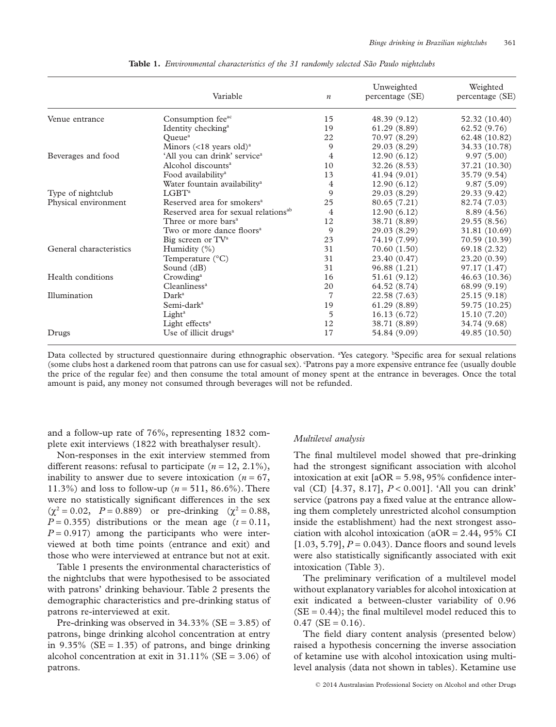**Table 1.** *Environmental characteristics of the 31 randomly selected São Paulo nightclubs*

| | Variable | $n$ | Unweighted percentage (SE) | Weighted percentage (SE) |
|---|---|---|---|---|
| Venue entrance | Consumption fee[ac] | 15 | 48.39 (9.12) | 52.32 (10.40) |
| | Identity checking[a] | 19 | 61.29 (8.89) | 62.52 (9.76) |
| | Queue[a] | 22 | 70.97 (8.29) | 62.48 (10.82) |
| | Minors (<18 years old)[a] | 9 | 29.03 (8.29) | 34.33 (10.78) |
| Beverages and food | 'All you can drink' service[a] | 4 | 12.90 (6.12) | 9.97 (5.00) |
| | Alcohol discounts[a] | 10 | 32.26 (8.53) | 37.21 (10.30) |
| | Food availability[a] | 13 | 41.94 (9.01) | 35.79 (9.54) |
| | Water fountain availability[a] | 4 | 12.90 (6.12) | 9.87 (5.09) |
| Type of nightclub | LGBT[a] | 9 | 29.03 (8.29) | 29.33 (9.42) |
| Physical environment | Reserved area for smokers[a] | 25 | 80.65 (7.21) | 82.74 (7.03) |
| | Reserved area for sexual relations[ab] | 4 | 12.90 (6.12) | 8.89 (4.56) |
| | Three or more bars[a] | 12 | 38.71 (8.89) | 29.55 (8.56) |
| | Two or more dance floors[a] | 9 | 29.03 (8.29) | 31.81 (10.69) |
| | Big screen or TV[a] | 23 | 74.19 (7.99) | 70.59 (10.39) |
| General characteristics | Humidity (%) | 31 | 70.60 (1.50) | 69.18 (2.32) |
| | Temperature (°C) | 31 | 23.40 (0.47) | 23.20 (0.39) |
| | Sound (dB) | 31 | 96.88 (1.21) | 97.17 (1.47) |
| Health conditions | Crowding[a] | 16 | 51.61 (9.12) | 46.63 (10.36) |
| | Cleanliness[a] | 20 | 64.52 (8.74) | 68.99 (9.19) |
| Illumination | Dark[a] | 7 | 22.58 (7.63) | 25.15 (9.18) |
| | Semi-dark[a] | 19 | 61.29 (8.89) | 59.75 (10.25) |
| | Light[a] | 5 | 16.13 (6.72) | 15.10 (7.20) |
| | Light effects[a] | 12 | 38.71 (8.89) | 34.74 (9.68) |
| Drugs | Use of illicit drugs[a] | 17 | 54.84 (9.09) | 49.85 (10.50) |

Data collected by structured questionnaire during ethnographic observation. [a]Yes category. [b]Specific area for sexual relations (some clubs host a darkened room that patrons can use for casual sex). [c]Patrons pay a more expensive entrance fee (usually double the price of the regular fee) and then consume the total amount of money spent at the entrance in beverages. Once the total amount is paid, any money not consumed through beverages will not be refunded.

and a follow-up rate of 76%, representing 1832 complete exit interviews (1822 with breathalyser result).

Non-responses in the exit interview stemmed from different reasons: refusal to participate ($n = 12$, 2.1%), inability to answer due to severe intoxication ($n = 67$, 11.3%) and loss to follow-up ($n = 511$, 86.6%). There were no statistically significant differences in the sex ($\chi^2 = 0.02$, $P = 0.889$) or pre-drinking ($\chi^2 = 0.88$, $P = 0.355$) distributions or the mean age ($t = 0.11$, $P = 0.917$) among the participants who were interviewed at both time points (entrance and exit) and those who were interviewed at entrance but not at exit.

Table 1 presents the environmental characteristics of the nightclubs that were hypothesised to be associated with patrons' drinking behaviour. Table 2 presents the demographic characteristics and pre-drinking status of patrons re-interviewed at exit.

Pre-drinking was observed in 34.33% (SE = 3.85) of patrons, binge drinking alcohol concentration at entry in 9.35% (SE = 1.35) of patrons, and binge drinking alcohol concentration at exit in 31.11% (SE = 3.06) of patrons.

### *Multilevel analysis*

The final multilevel model showed that pre-drinking had the strongest significant association with alcohol intoxication at exit [aOR = 5.98, 95% confidence interval (CI) [4.37, 8.17], $P < 0.001$]. 'All you can drink' service (patrons pay a fixed value at the entrance allowing them completely unrestricted alcohol consumption inside the establishment) had the next strongest association with alcohol intoxication (aOR = 2.44, 95% CI [1.03, 5.79], $P = 0.043$). Dance floors and sound levels were also statistically significantly associated with exit intoxication (Table 3).

The preliminary verification of a multilevel model without explanatory variables for alcohol intoxication at exit indicated a between-cluster variability of 0.96 (SE = 0.44); the final multilevel model reduced this to 0.47 (SE = 0.16).

The field diary content analysis (presented below) raised a hypothesis concerning the inverse association of ketamine use with alcohol intoxication using multilevel analysis (data not shown in tables). Ketamine use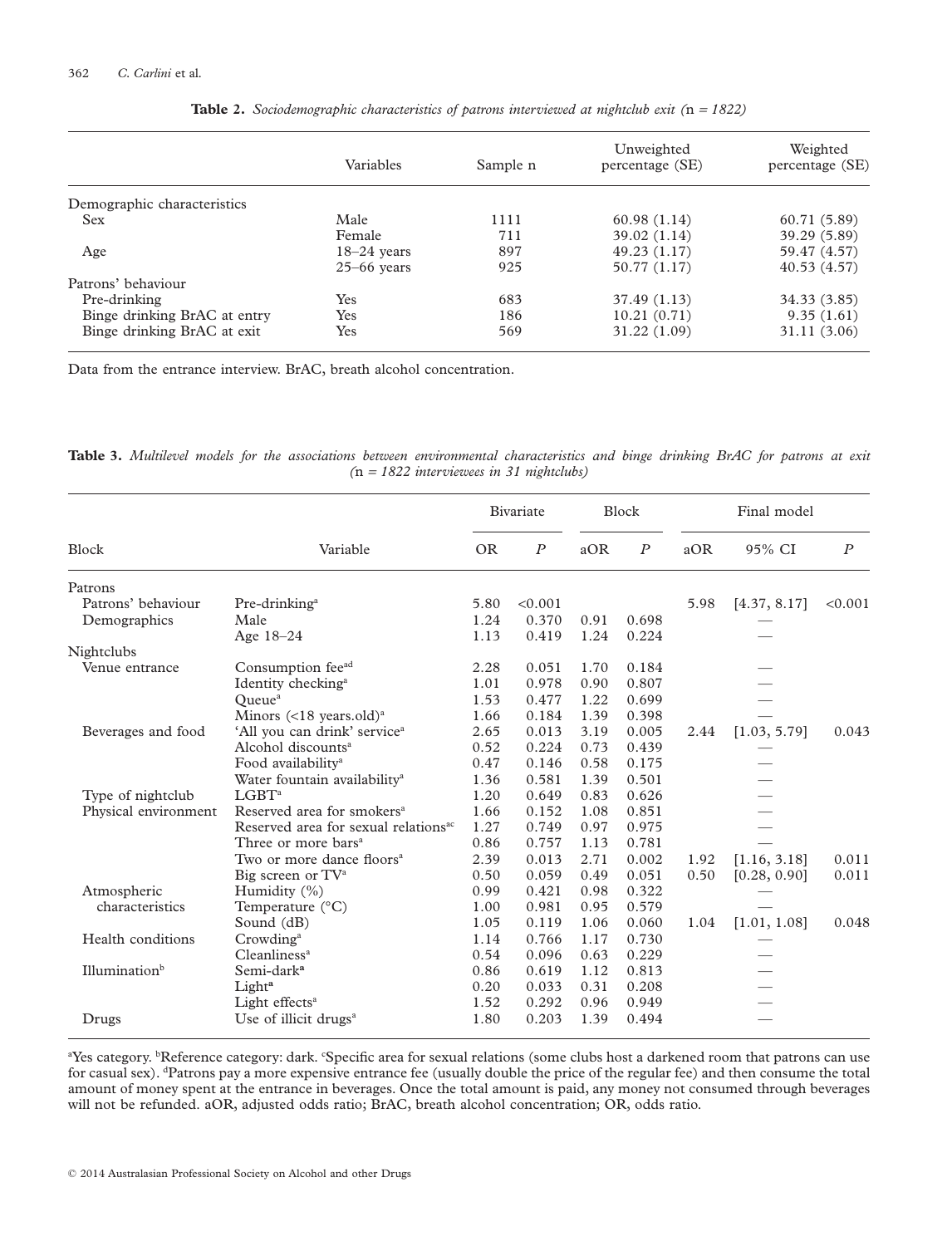**Table 2.** *Sociodemographic characteristics of patrons interviewed at nightclub exit (n = 1822)*

| | Variables | Sample n | Unweighted percentage (SE) | Weighted percentage (SE) |
|---|---|---|---|---|
| Demographic characteristics | | | | |
| Sex | Male | 1111 | 60.98 (1.14) | 60.71 (5.89) |
| | Female | 711 | 39.02 (1.14) | 39.29 (5.89) |
| Age | 18–24 years | 897 | 49.23 (1.17) | 59.47 (4.57) |
| | 25–66 years | 925 | 50.77 (1.17) | 40.53 (4.57) |
| Patrons' behaviour | | | | |
| Pre-drinking | Yes | 683 | 37.49 (1.13) | 34.33 (3.85) |
| Binge drinking BrAC at entry | Yes | 186 | 10.21 (0.71) | 9.35 (1.61) |
| Binge drinking BrAC at exit | Yes | 569 | 31.22 (1.09) | 31.11 (3.06) |

Data from the entrance interview. BrAC, breath alcohol concentration.

**Table 3.** *Multilevel models for the associations between environmental characteristics and binge drinking BrAC for patrons at exit (n = 1822 interviewees in 31 nightclubs)*

| | | Bivariate | | Block | | Final model | | |
|---|---|---|---|---|---|---|---|---|
| Block | Variable | OR | *P* | aOR | *P* | aOR | 95% CI | *P* |
| Patrons | | | | | | | | |
| Patrons' behaviour | Pre-drinking[a] | 5.80 | <0.001 | | | 5.98 | [4.37, 8.17] | <0.001 |
| Demographics | Male | 1.24 | 0.370 | 0.91 | 0.698 | | — | |
| | Age 18–24 | 1.13 | 0.419 | 1.24 | 0.224 | | — | |
| Nightclubs | | | | | | | | |
| Venue entrance | Consumption fee[ad] | 2.28 | 0.051 | 1.70 | 0.184 | | — | |
| | Identity checking[a] | 1.01 | 0.978 | 0.90 | 0.807 | | — | |
| | Queue[a] | 1.53 | 0.477 | 1.22 | 0.699 | | — | |
| | Minors (<18 years.old)[a] | 1.66 | 0.184 | 1.39 | 0.398 | | — | |
| Beverages and food | 'All you can drink' service[a] | 2.65 | 0.013 | 3.19 | 0.005 | 2.44 | [1.03, 5.79] | 0.043 |
| | Alcohol discounts[a] | 0.52 | 0.224 | 0.73 | 0.439 | | — | |
| | Food availability[a] | 0.47 | 0.146 | 0.58 | 0.175 | | — | |
| | Water fountain availability[a] | 1.36 | 0.581 | 1.39 | 0.501 | | — | |
| Type of nightclub | LGBT[a] | 1.20 | 0.649 | 0.83 | 0.626 | | — | |
| Physical environment | Reserved area for smokers[a] | 1.66 | 0.152 | 1.08 | 0.851 | | — | |
| | Reserved area for sexual relations[ac] | 1.27 | 0.749 | 0.97 | 0.975 | | — | |
| | Three or more bars[a] | 0.86 | 0.757 | 1.13 | 0.781 | | — | |
| | Two or more dance floors[a] | 2.39 | 0.013 | 2.71 | 0.002 | 1.92 | [1.16, 3.18] | 0.011 |
| | Big screen or TV[a] | 0.50 | 0.059 | 0.49 | 0.051 | 0.50 | [0.28, 0.90] | 0.011 |
| Atmospheric characteristics | Humidity (%) | 0.99 | 0.421 | 0.98 | 0.322 | | — | |
| | Temperature (°C) | 1.00 | 0.981 | 0.95 | 0.579 | | — | |
| | Sound (dB) | 1.05 | 0.119 | 1.06 | 0.060 | 1.04 | [1.01, 1.08] | 0.048 |
| Health conditions | Crowding[a] | 1.14 | 0.766 | 1.17 | 0.730 | | — | |
| | Cleanliness[a] | 0.54 | 0.096 | 0.63 | 0.229 | | — | |
| Illumination[b] | Semi-dark[a] | 0.86 | 0.619 | 1.12 | 0.813 | | — | |
| | Light[a] | 0.20 | 0.033 | 0.31 | 0.208 | | — | |
| | Light effects[a] | 1.52 | 0.292 | 0.96 | 0.949 | | — | |
| Drugs | Use of illicit drugs[a] | 1.80 | 0.203 | 1.39 | 0.494 | | — | |

[a]Yes category. [b]Reference category: dark. [c]Specific area for sexual relations (some clubs host a darkened room that patrons can use for casual sex). [d]Patrons pay a more expensive entrance fee (usually double the price of the regular fee) and then consume the total amount of money spent at the entrance in beverages. Once the total amount is paid, any money not consumed through beverages will not be refunded. aOR, adjusted odds ratio; BrAC, breath alcohol concentration; OR, odds ratio.

© 2014 Australasian Professional Society on Alcohol and other Drugs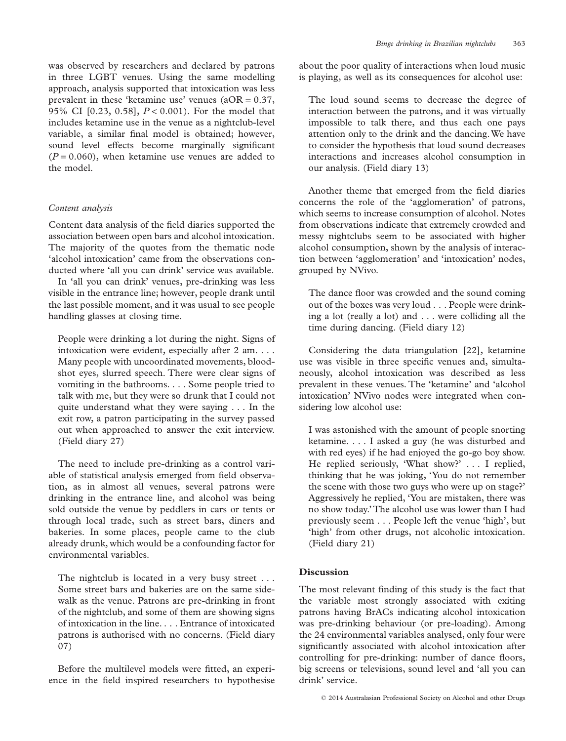was observed by researchers and declared by patrons in three LGBT venues. Using the same modelling approach, analysis supported that intoxication was less prevalent in these 'ketamine use' venues (aOR = 0.37, 95% CI [0.23, 0.58], $P < 0.001$). For the model that includes ketamine use in the venue as a nightclub-level variable, a similar final model is obtained; however, sound level effects become marginally significant ($P = 0.060$), when ketamine use venues are added to the model.

### Content analysis

Content data analysis of the field diaries supported the association between open bars and alcohol intoxication. The majority of the quotes from the thematic node 'alcohol intoxication' came from the observations conducted where 'all you can drink' service was available.

In 'all you can drink' venues, pre-drinking was less visible in the entrance line; however, people drank until the last possible moment, and it was usual to see people handling glasses at closing time.

> People were drinking a lot during the night. Signs of intoxication were evident, especially after 2 am. . . . Many people with uncoordinated movements, bloodshot eyes, slurred speech. There were clear signs of vomiting in the bathrooms. . . . Some people tried to talk with me, but they were so drunk that I could not quite understand what they were saying . . . In the exit row, a patron participating in the survey passed out when approached to answer the exit interview. (Field diary 27)

The need to include pre-drinking as a control variable of statistical analysis emerged from field observation, as in almost all venues, several patrons were drinking in the entrance line, and alcohol was being sold outside the venue by peddlers in cars or tents or through local trade, such as street bars, diners and bakeries. In some places, people came to the club already drunk, which would be a confounding factor for environmental variables.

> The nightclub is located in a very busy street . . . Some street bars and bakeries are on the same sidewalk as the venue. Patrons are pre-drinking in front of the nightclub, and some of them are showing signs of intoxication in the line. . . . Entrance of intoxicated patrons is authorised with no concerns. (Field diary 07)

Before the multilevel models were fitted, an experience in the field inspired researchers to hypothesise about the poor quality of interactions when loud music is playing, as well as its consequences for alcohol use:

> The loud sound seems to decrease the degree of interaction between the patrons, and it was virtually impossible to talk there, and thus each one pays attention only to the drink and the dancing. We have to consider the hypothesis that loud sound decreases interactions and increases alcohol consumption in our analysis. (Field diary 13)

Another theme that emerged from the field diaries concerns the role of the 'agglomeration' of patrons, which seems to increase consumption of alcohol. Notes from observations indicate that extremely crowded and messy nightclubs seem to be associated with higher alcohol consumption, shown by the analysis of interaction between 'agglomeration' and 'intoxication' nodes, grouped by NVivo.

> The dance floor was crowded and the sound coming out of the boxes was very loud . . . People were drinking a lot (really a lot) and . . . were colliding all the time during dancing. (Field diary 12)

Considering the data triangulation [22], ketamine use was visible in three specific venues and, simultaneously, alcohol intoxication was described as less prevalent in these venues. The 'ketamine' and 'alcohol intoxication' NVivo nodes were integrated when considering low alcohol use:

> I was astonished with the amount of people snorting ketamine. . . . I asked a guy (he was disturbed and with red eyes) if he had enjoyed the go-go boy show. He replied seriously, 'What show?' . . . I replied, thinking that he was joking, 'You do not remember the scene with those two guys who were up on stage?' Aggressively he replied, 'You are mistaken, there was no show today.' The alcohol use was lower than I had previously seem . . . People left the venue 'high', but 'high' from other drugs, not alcoholic intoxication. (Field diary 21)

## Discussion

The most relevant finding of this study is the fact that the variable most strongly associated with exiting patrons having BrACs indicating alcohol intoxication was pre-drinking behaviour (or pre-loading). Among the 24 environmental variables analysed, only four were significantly associated with alcohol intoxication after controlling for pre-drinking: number of dance floors, big screens or televisions, sound level and 'all you can drink' service.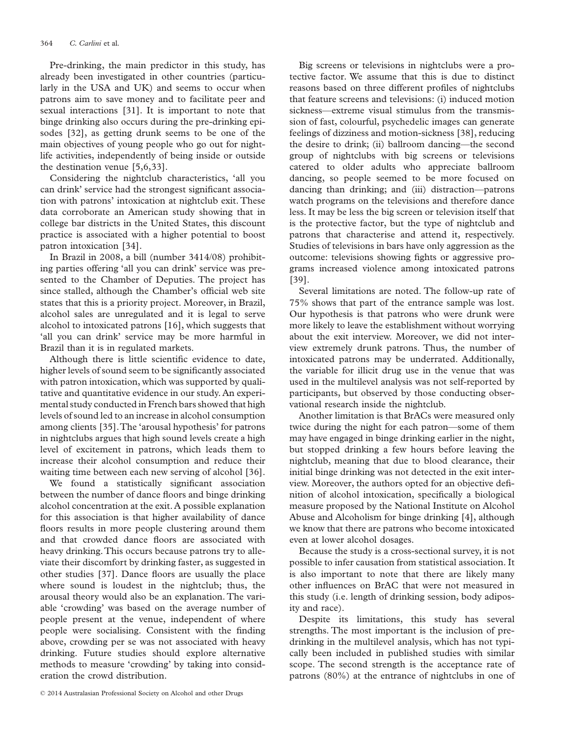Pre-drinking, the main predictor in this study, has already been investigated in other countries (particularly in the USA and UK) and seems to occur when patrons aim to save money and to facilitate peer and sexual interactions [31]. It is important to note that binge drinking also occurs during the pre-drinking episodes [32], as getting drunk seems to be one of the main objectives of young people who go out for nightlife activities, independently of being inside or outside the destination venue [5,6,33].

Considering the nightclub characteristics, 'all you can drink' service had the strongest significant association with patrons' intoxication at nightclub exit. These data corroborate an American study showing that in college bar districts in the United States, this discount practice is associated with a higher potential to boost patron intoxication [34].

In Brazil in 2008, a bill (number 3414/08) prohibiting parties offering 'all you can drink' service was presented to the Chamber of Deputies. The project has since stalled, although the Chamber's official web site states that this is a priority project. Moreover, in Brazil, alcohol sales are unregulated and it is legal to serve alcohol to intoxicated patrons [16], which suggests that 'all you can drink' service may be more harmful in Brazil than it is in regulated markets.

Although there is little scientific evidence to date, higher levels of sound seem to be significantly associated with patron intoxication, which was supported by qualitative and quantitative evidence in our study. An experimental study conducted in French bars showed that high levels of sound led to an increase in alcohol consumption among clients [35]. The 'arousal hypothesis' for patrons in nightclubs argues that high sound levels create a high level of excitement in patrons, which leads them to increase their alcohol consumption and reduce their waiting time between each new serving of alcohol [36].

We found a statistically significant association between the number of dance floors and binge drinking alcohol concentration at the exit. A possible explanation for this association is that higher availability of dance floors results in more people clustering around them and that crowded dance floors are associated with heavy drinking. This occurs because patrons try to alleviate their discomfort by drinking faster, as suggested in other studies [37]. Dance floors are usually the place where sound is loudest in the nightclub; thus, the arousal theory would also be an explanation. The variable 'crowding' was based on the average number of people present at the venue, independent of where people were socialising. Consistent with the finding above, crowding per se was not associated with heavy drinking. Future studies should explore alternative methods to measure 'crowding' by taking into consideration the crowd distribution.

Big screens or televisions in nightclubs were a protective factor. We assume that this is due to distinct reasons based on three different profiles of nightclubs that feature screens and televisions: (i) induced motion sickness—extreme visual stimulus from the transmission of fast, colourful, psychedelic images can generate feelings of dizziness and motion-sickness [38], reducing the desire to drink; (ii) ballroom dancing—the second group of nightclubs with big screens or televisions catered to older adults who appreciate ballroom dancing, so people seemed to be more focused on dancing than drinking; and (iii) distraction—patrons watch programs on the televisions and therefore dance less. It may be less the big screen or television itself that is the protective factor, but the type of nightclub and patrons that characterise and attend it, respectively. Studies of televisions in bars have only aggression as the outcome: televisions showing fights or aggressive programs increased violence among intoxicated patrons [39].

Several limitations are noted. The follow-up rate of 75% shows that part of the entrance sample was lost. Our hypothesis is that patrons who were drunk were more likely to leave the establishment without worrying about the exit interview. Moreover, we did not interview extremely drunk patrons. Thus, the number of intoxicated patrons may be underrated. Additionally, the variable for illicit drug use in the venue that was used in the multilevel analysis was not self-reported by participants, but observed by those conducting observational research inside the nightclub.

Another limitation is that BrACs were measured only twice during the night for each patron—some of them may have engaged in binge drinking earlier in the night, but stopped drinking a few hours before leaving the nightclub, meaning that due to blood clearance, their initial binge drinking was not detected in the exit interview. Moreover, the authors opted for an objective definition of alcohol intoxication, specifically a biological measure proposed by the National Institute on Alcohol Abuse and Alcoholism for binge drinking [4], although we know that there are patrons who become intoxicated even at lower alcohol dosages.

Because the study is a cross-sectional survey, it is not possible to infer causation from statistical association. It is also important to note that there are likely many other influences on BrAC that were not measured in this study (i.e. length of drinking session, body adiposity and race).

Despite its limitations, this study has several strengths. The most important is the inclusion of pre-drinking in the multilevel analysis, which has not typically been included in published studies with similar scope. The second strength is the acceptance rate of patrons (80%) at the entrance of nightclubs in one of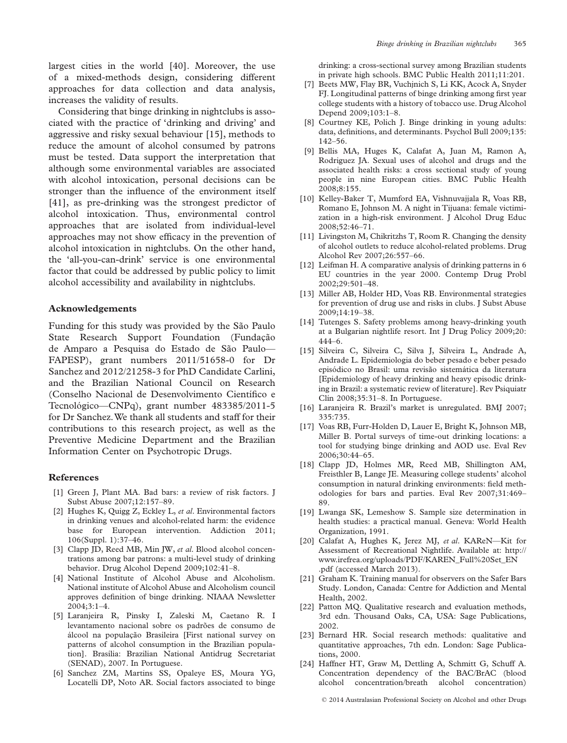largest cities in the world [40]. Moreover, the use of a mixed-methods design, considering different approaches for data collection and data analysis, increases the validity of results.

Considering that binge drinking in nightclubs is associated with the practice of 'drinking and driving' and aggressive and risky sexual behaviour [15], methods to reduce the amount of alcohol consumed by patrons must be tested. Data support the interpretation that although some environmental variables are associated with alcohol intoxication, personal decisions can be stronger than the influence of the environment itself [41], as pre-drinking was the strongest predictor of alcohol intoxication. Thus, environmental control approaches that are isolated from individual-level approaches may not show efficacy in the prevention of alcohol intoxication in nightclubs. On the other hand, the 'all-you-can-drink' service is one environmental factor that could be addressed by public policy to limit alcohol accessibility and availability in nightclubs.

## Acknowledgements

Funding for this study was provided by the São Paulo State Research Support Foundation (Fundação de Amparo a Pesquisa do Estado de São Paulo—FAPESP), grant numbers 2011/51658-0 for Dr Sanchez and 2012/21258-3 for PhD Candidate Carlini, and the Brazilian National Council on Research (Conselho Nacional de Desenvolvimento Científico e Tecnológico—CNPq), grant number 483385/2011-5 for Dr Sanchez. We thank all students and staff for their contributions to this research project, as well as the Preventive Medicine Department and the Brazilian Information Center on Psychotropic Drugs.

## References

[1] Green J, Plant MA. Bad bars: a review of risk factors. J Subst Abuse 2007;12:157–89.

[2] Hughes K, Quigg Z, Eckley L, *et al*. Environmental factors in drinking venues and alcohol-related harm: the evidence base for European intervention. Addiction 2011; 106(Suppl. 1):37–46.

[3] Clapp JD, Reed MB, Min JW, *et al*. Blood alcohol concentrations among bar patrons: a multi-level study of drinking behavior. Drug Alcohol Depend 2009;102:41–8.

[4] National Institute of Alcohol Abuse and Alcoholism. National institute of Alcohol Abuse and Alcoholism council approves definition of binge drinking. NIAAA Newsletter 2004;3:1–4.

[5] Laranjeira R, Pinsky I, Zaleski M, Caetano R. I levantamento nacional sobre os padrões de consumo de álcool na população Brasileira [First national survey on patterns of alcohol consumption in the Brazilian population]. Brasília: Brazilian National Antidrug Secretariat (SENAD), 2007. In Portuguese.

[6] Sanchez ZM, Martins SS, Opaleye ES, Moura YG, Locatelli DP, Noto AR. Social factors associated to binge drinking: a cross-sectional survey among Brazilian students in private high schools. BMC Public Health 2011;11:201.

[7] Beets MW, Flay BR, Vuchjnich S, Li KK, Acock A, Snyder FJ. Longitudinal patterns of binge drinking among first year college students with a history of tobacco use. Drug Alcohol Depend 2009;103:1–8.

[8] Courtney KE, Polich J. Binge drinking in young adults: data, definitions, and determinants. Psychol Bull 2009;135: 142–56.

[9] Bellis MA, Huges K, Calafat A, Juan M, Ramon A, Rodriguez JA. Sexual uses of alcohol and drugs and the associated health risks: a cross sectional study of young people in nine European cities. BMC Public Health 2008;8:155.

[10] Kelley-Baker T, Mumford EA, Vishnuvajjala R, Voas RB, Romano E, Johnson M. A night in Tijuana: female victimization in a high-risk environment. J Alcohol Drug Educ 2008;52:46–71.

[11] Livingston M, Chikritzhs T, Room R. Changing the density of alcohol outlets to reduce alcohol-related problems. Drug Alcohol Rev 2007;26:557–66.

[12] Leifman H. A comparative analysis of drinking patterns in 6 EU countries in the year 2000. Contemp Drug Probl 2002;29:501–48.

[13] Miller AB, Holder HD, Voas RB. Environmental strategies for prevention of drug use and risks in clubs. J Subst Abuse 2009;14:19–38.

[14] Tutenges S. Safety problems among heavy-drinking youth at a Bulgarian nightlife resort. Int J Drug Policy 2009;20: 444–6.

[15] Silveira C, Silveira C, Silva J, Silveira L, Andrade A, Andrade L. Epidemiologia do beber pesado e beber pesado episódico no Brasil: uma revisão sistemática da literatura [Epidemiology of heavy drinking and heavy episodic drinking in Brazil: a systematic review of literature]. Rev Psiquiatr Clín 2008;35:31–8. In Portuguese.

[16] Laranjeira R. Brazil's market is unregulated. BMJ 2007; 335:735.

[17] Voas RB, Furr-Holden D, Lauer E, Bright K, Johnson MB, Miller B. Portal surveys of time-out drinking locations: a tool for studying binge drinking and AOD use. Eval Rev 2006;30:44–65.

[18] Clapp JD, Holmes MR, Reed MB, Shillington AM, Freisthler B, Lange JE. Measuring college students' alcohol consumption in natural drinking environments: field methodologies for bars and parties. Eval Rev 2007;31:469–89.

[19] Lwanga SK, Lemeshow S. Sample size determination in health studies: a practical manual. Geneva: World Health Organization, 1991.

[20] Calafat A, Hughes K, Jerez MJ, *et al*. KAReN—Kit for Assessment of Recreational Nightlife. Available at: http://www.irefrea.org/uploads/PDF/KAREN_Full%20Set_EN.pdf (accessed March 2013).

[21] Graham K. Training manual for observers on the Safer Bars Study. London, Canada: Centre for Addiction and Mental Health, 2002.

[22] Patton MQ. Qualitative research and evaluation methods, 3rd edn. Thousand Oaks, CA, USA: Sage Publications, 2002.

[23] Bernard HR. Social research methods: qualitative and quantitative approaches, 7th edn. London: Sage Publications, 2000.

[24] Haffner HT, Graw M, Dettling A, Schmitt G, Schuff A. Concentration dependency of the BAC/BrAC (blood alcohol concentration/breath alcohol concentration)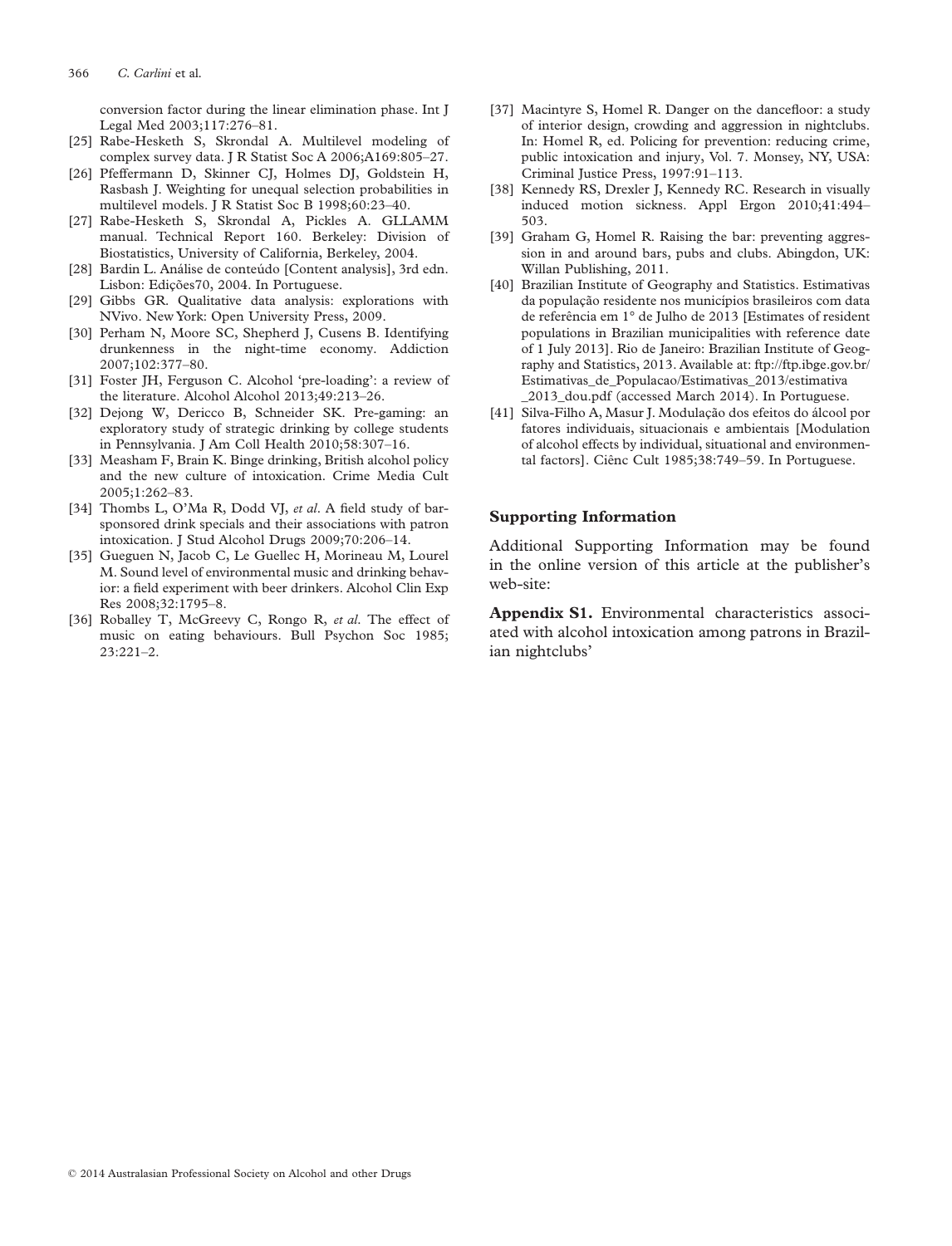conversion factor during the linear elimination phase. Int J Legal Med 2003;117:276–81.

[25] Rabe-Hesketh S, Skrondal A. Multilevel modeling of complex survey data. J R Statist Soc A 2006;A169:805–27.

[26] Pfeffermann D, Skinner CJ, Holmes DJ, Goldstein H, Rasbash J. Weighting for unequal selection probabilities in multilevel models. J R Statist Soc B 1998;60:23–40.

[27] Rabe-Hesketh S, Skrondal A, Pickles A. GLLAMM manual. Technical Report 160. Berkeley: Division of Biostatistics, University of California, Berkeley, 2004.

[28] Bardin L. Análise de conteúdo [Content analysis], 3rd edn. Lisbon: Edições70, 2004. In Portuguese.

[29] Gibbs GR. Qualitative data analysis: explorations with NVivo. New York: Open University Press, 2009.

[30] Perham N, Moore SC, Shepherd J, Cusens B. Identifying drunkenness in the night-time economy. Addiction 2007;102:377–80.

[31] Foster JH, Ferguson C. Alcohol 'pre-loading': a review of the literature. Alcohol Alcohol 2013;49:213–26.

[32] Dejong W, Dericco B, Schneider SK. Pre-gaming: an exploratory study of strategic drinking by college students in Pennsylvania. J Am Coll Health 2010;58:307–16.

[33] Measham F, Brain K. Binge drinking, British alcohol policy and the new culture of intoxication. Crime Media Cult 2005;1:262–83.

[34] Thombs L, O'Ma R, Dodd VJ, *et al*. A field study of bar-sponsored drink specials and their associations with patron intoxication. J Stud Alcohol Drugs 2009;70:206–14.

[35] Gueguen N, Jacob C, Le Guellec H, Morineau M, Lourel M. Sound level of environmental music and drinking behavior: a field experiment with beer drinkers. Alcohol Clin Exp Res 2008;32:1795–8.

[36] Roballey T, McGreevy C, Rongo R, *et al*. The effect of music on eating behaviours. Bull Psychon Soc 1985; 23:221–2.

[37] Macintyre S, Homel R. Danger on the dancefloor: a study of interior design, crowding and aggression in nightclubs. In: Homel R, ed. Policing for prevention: reducing crime, public intoxication and injury, Vol. 7. Monsey, NY, USA: Criminal Justice Press, 1997:91–113.

[38] Kennedy RS, Drexler J, Kennedy RC. Research in visually induced motion sickness. Appl Ergon 2010;41:494–503.

[39] Graham G, Homel R. Raising the bar: preventing aggression in and around bars, pubs and clubs. Abingdon, UK: Willan Publishing, 2011.

[40] Brazilian Institute of Geography and Statistics. Estimativas da população residente nos municípios brasileiros com data de referência em 1° de Julho de 2013 [Estimates of resident populations in Brazilian municipalities with reference date of 1 July 2013]. Rio de Janeiro: Brazilian Institute of Geography and Statistics, 2013. Available at: ftp://ftp.ibge.gov.br/Estimativas_de_Populacao/Estimativas_2013/estimativa_2013_dou.pdf (accessed March 2014). In Portuguese.

[41] Silva-Filho A, Masur J. Modulação dos efeitos do álcool por fatores individuais, situacionais e ambientais [Modulation of alcohol effects by individual, situational and environmental factors]. Ciênc Cult 1985;38:749–59. In Portuguese.

## Supporting Information

Additional Supporting Information may be found in the online version of this article at the publisher's web-site:

**Appendix S1.** Environmental characteristics associated with alcohol intoxication among patrons in Brazilian nightclubs'